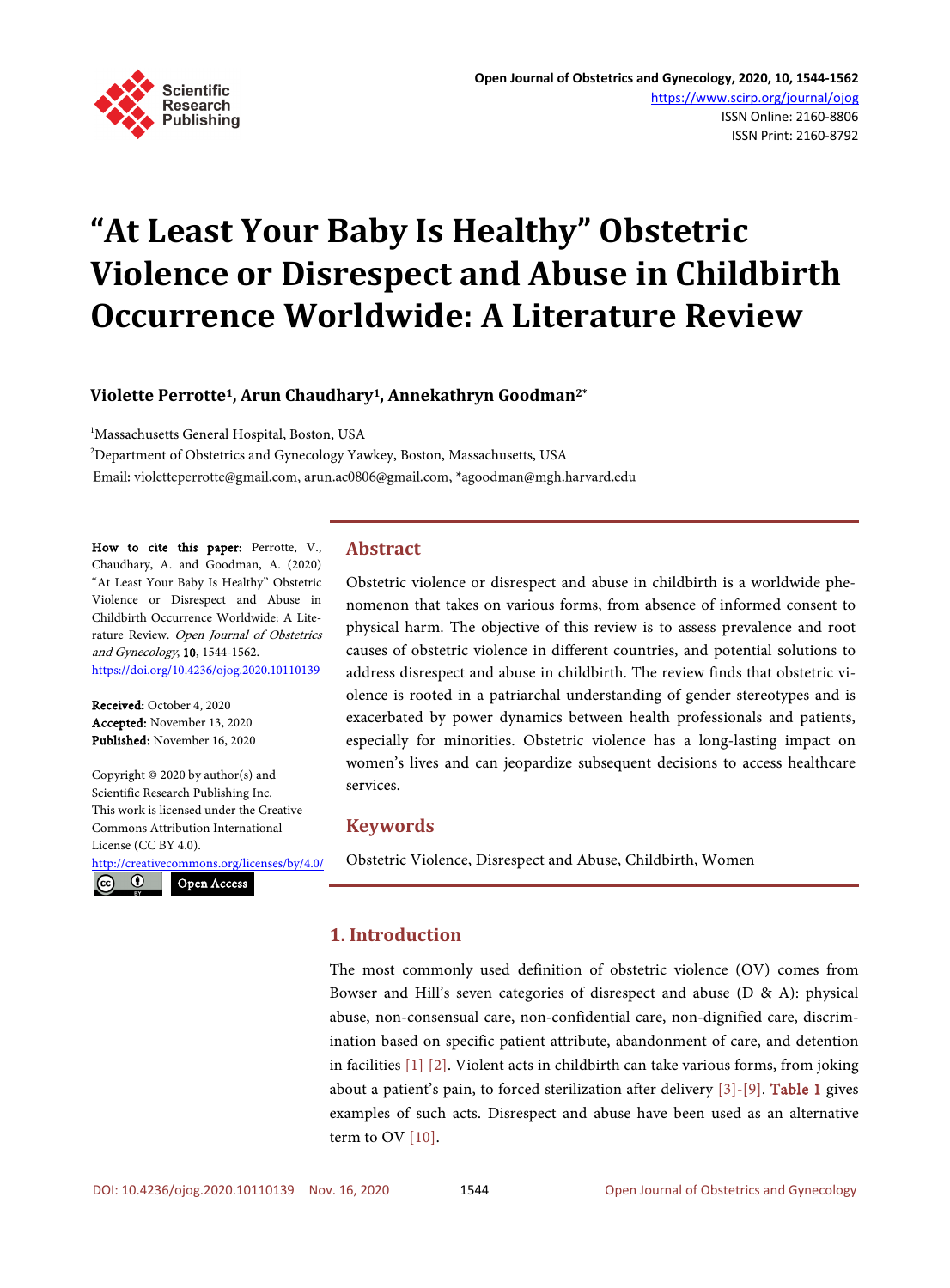# "At Least Your Baby Is Healthy" Obstetric Violence or Disrespect and Abuse in Childbirth Occurrence Worldwide: A Literature Review

**Violette Perrotte[1], Arun Chaudhary[1], Annekathryn Goodman[2*]**

[1]Massachusetts General Hospital, Boston, USA
[2]Department of Obstetrics and Gynecology Yawkey, Boston, Massachusetts, USA
Email: violetteperrotte@gmail.com, arun.ac0806@gmail.com, *agoodman@mgh.harvard.edu

**How to cite this paper:** Perrotte, V., Chaudhary, A. and Goodman, A. (2020) "At Least Your Baby Is Healthy" Obstetric Violence or Disrespect and Abuse in Childbirth Occurrence Worldwide: A Literature Review. *Open Journal of Obstetrics and Gynecology*, **10**, 1544-1562.
https://doi.org/10.4236/ojog.2020.10110139

**Received:** October 4, 2020
**Accepted:** November 13, 2020
**Published:** November 16, 2020

Copyright © 2020 by author(s) and Scientific Research Publishing Inc.
This work is licensed under the Creative Commons Attribution International License (CC BY 4.0).
http://creativecommons.org/licenses/by/4.0/
Open Access

## Abstract

Obstetric violence or disrespect and abuse in childbirth is a worldwide phenomenon that takes on various forms, from absence of informed consent to physical harm. The objective of this review is to assess prevalence and root causes of obstetric violence in different countries, and potential solutions to address disrespect and abuse in childbirth. The review finds that obstetric violence is rooted in a patriarchal understanding of gender stereotypes and is exacerbated by power dynamics between health professionals and patients, especially for minorities. Obstetric violence has a long-lasting impact on women's lives and can jeopardize subsequent decisions to access healthcare services.

## Keywords

Obstetric Violence, Disrespect and Abuse, Childbirth, Women

## 1. Introduction

The most commonly used definition of obstetric violence (OV) comes from Bowser and Hill's seven categories of disrespect and abuse (D & A): physical abuse, non-consensual care, non-confidential care, non-dignified care, discrimination based on specific patient attribute, abandonment of care, and detention in facilities [1] [2]. Violent acts in childbirth can take various forms, from joking about a patient's pain, to forced sterilization after delivery [3]-[9]. Table 1 gives examples of such acts. Disrespect and abuse have been used as an alternative term to OV [10].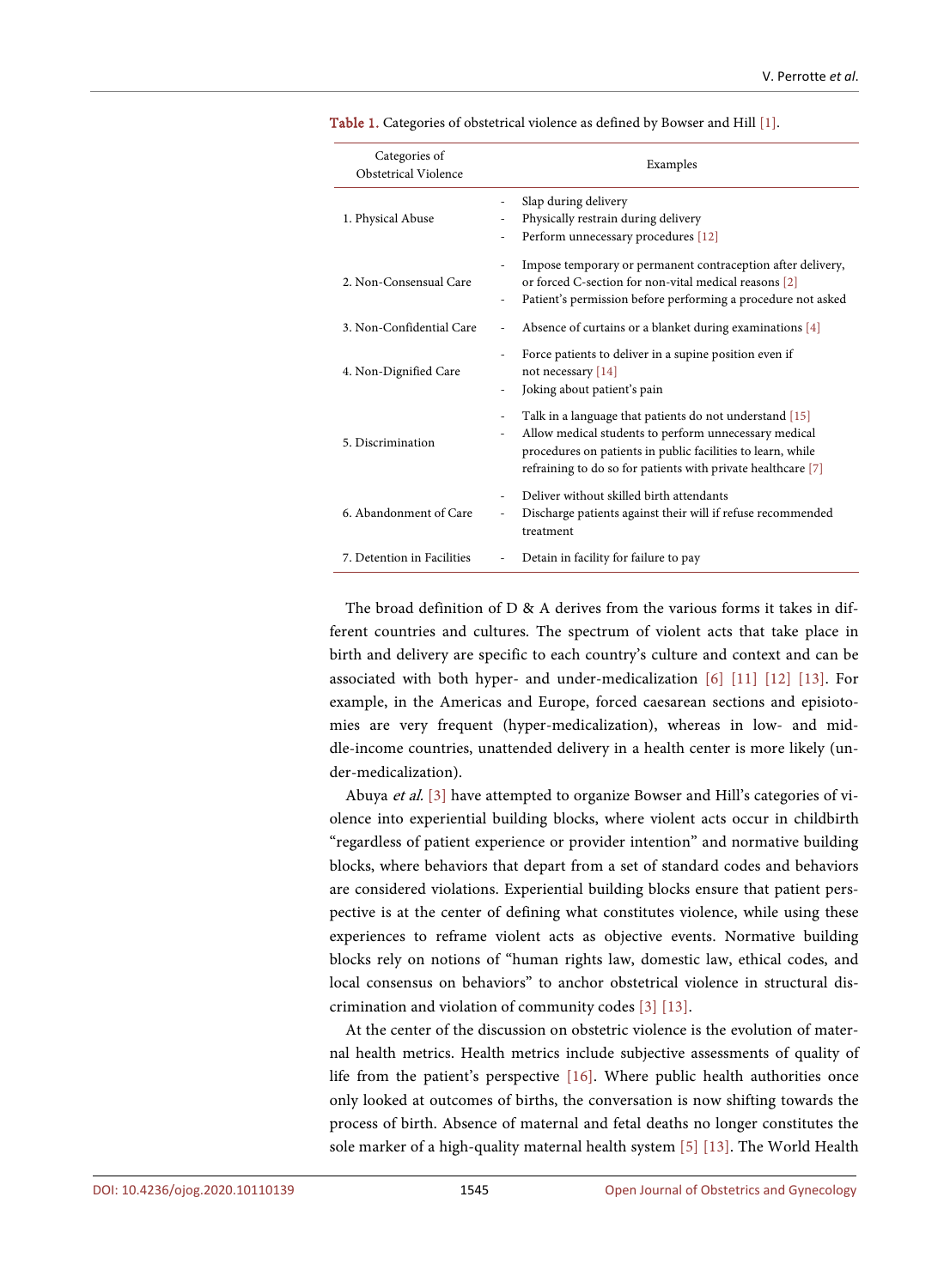Table 1. Categories of obstetrical violence as defined by Bowser and Hill [1].

| Categories of Obstetrical Violence | Examples |
|---|---|
| 1. Physical Abuse | - Slap during delivery<br>- Physically restrain during delivery<br>- Perform unnecessary procedures [12] |
| 2. Non-Consensual Care | - Impose temporary or permanent contraception after delivery, or forced C-section for non-vital medical reasons [2]<br>- Patient's permission before performing a procedure not asked |
| 3. Non-Confidential Care | - Absence of curtains or a blanket during examinations [4] |
| 4. Non-Dignified Care | - Force patients to deliver in a supine position even if not necessary [14]<br>- Joking about patient's pain |
| 5. Discrimination | - Talk in a language that patients do not understand [15]<br>- Allow medical students to perform unnecessary medical procedures on patients in public facilities to learn, while refraining to do so for patients with private healthcare [7] |
| 6. Abandonment of Care | - Deliver without skilled birth attendants<br>- Discharge patients against their will if refuse recommended treatment |
| 7. Detention in Facilities | - Detain in facility for failure to pay |

The broad definition of D & A derives from the various forms it takes in different countries and cultures. The spectrum of violent acts that take place in birth and delivery are specific to each country's culture and context and can be associated with both hyper- and under-medicalization [6] [11] [12] [13]. For example, in the Americas and Europe, forced caesarean sections and episiotomies are very frequent (hyper-medicalization), whereas in low- and middle-income countries, unattended delivery in a health center is more likely (under-medicalization).

Abuya *et al.* [3] have attempted to organize Bowser and Hill's categories of violence into experiential building blocks, where violent acts occur in childbirth "regardless of patient experience or provider intention" and normative building blocks, where behaviors that depart from a set of standard codes and behaviors are considered violations. Experiential building blocks ensure that patient perspective is at the center of defining what constitutes violence, while using these experiences to reframe violent acts as objective events. Normative building blocks rely on notions of "human rights law, domestic law, ethical codes, and local consensus on behaviors" to anchor obstetrical violence in structural discrimination and violation of community codes [3] [13].

At the center of the discussion on obstetric violence is the evolution of maternal health metrics. Health metrics include subjective assessments of quality of life from the patient's perspective [16]. Where public health authorities once only looked at outcomes of births, the conversation is now shifting towards the process of birth. Absence of maternal and fetal deaths no longer constitutes the sole marker of a high-quality maternal health system [5] [13]. The World Health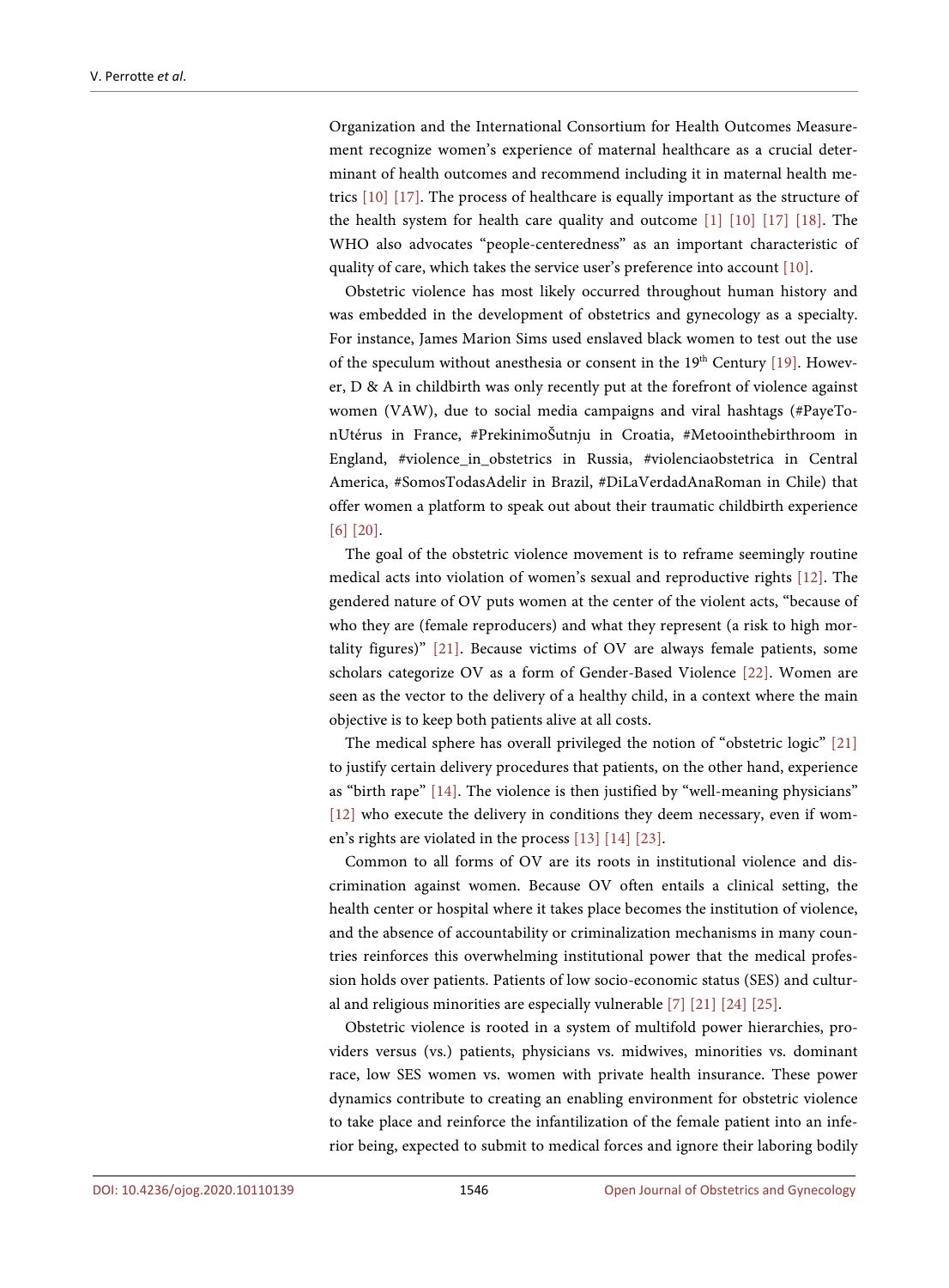Organization and the International Consortium for Health Outcomes Measurement recognize women's experience of maternal healthcare as a crucial determinant of health outcomes and recommend including it in maternal health metrics [10] [17]. The process of healthcare is equally important as the structure of the health system for health care quality and outcome [1] [10] [17] [18]. The WHO also advocates "people-centeredness" as an important characteristic of quality of care, which takes the service user's preference into account [10].

Obstetric violence has most likely occurred throughout human history and was embedded in the development of obstetrics and gynecology as a specialty. For instance, James Marion Sims used enslaved black women to test out the use of the speculum without anesthesia or consent in the 19th Century [19]. However, D & A in childbirth was only recently put at the forefront of violence against women (VAW), due to social media campaigns and viral hashtags (#PayeTonUtérus in France, #PrekinimoŠutnju in Croatia, #Metoointhebirthroom in England, #violence_in_obstetrics in Russia, #violenciaobstetrica in Central America, #SomosTodasAdelir in Brazil, #DiLaVerdadAnaRoman in Chile) that offer women a platform to speak out about their traumatic childbirth experience [6] [20].

The goal of the obstetric violence movement is to reframe seemingly routine medical acts into violation of women's sexual and reproductive rights [12]. The gendered nature of OV puts women at the center of the violent acts, "because of who they are (female reproducers) and what they represent (a risk to high mortality figures)" [21]. Because victims of OV are always female patients, some scholars categorize OV as a form of Gender-Based Violence [22]. Women are seen as the vector to the delivery of a healthy child, in a context where the main objective is to keep both patients alive at all costs.

The medical sphere has overall privileged the notion of "obstetric logic" [21] to justify certain delivery procedures that patients, on the other hand, experience as "birth rape" [14]. The violence is then justified by "well-meaning physicians" [12] who execute the delivery in conditions they deem necessary, even if women's rights are violated in the process [13] [14] [23].

Common to all forms of OV are its roots in institutional violence and discrimination against women. Because OV often entails a clinical setting, the health center or hospital where it takes place becomes the institution of violence, and the absence of accountability or criminalization mechanisms in many countries reinforces this overwhelming institutional power that the medical profession holds over patients. Patients of low socio-economic status (SES) and cultural and religious minorities are especially vulnerable [7] [21] [24] [25].

Obstetric violence is rooted in a system of multifold power hierarchies, providers versus (vs.) patients, physicians vs. midwives, minorities vs. dominant race, low SES women vs. women with private health insurance. These power dynamics contribute to creating an enabling environment for obstetric violence to take place and reinforce the infantilization of the female patient into an inferior being, expected to submit to medical forces and ignore their laboring bodily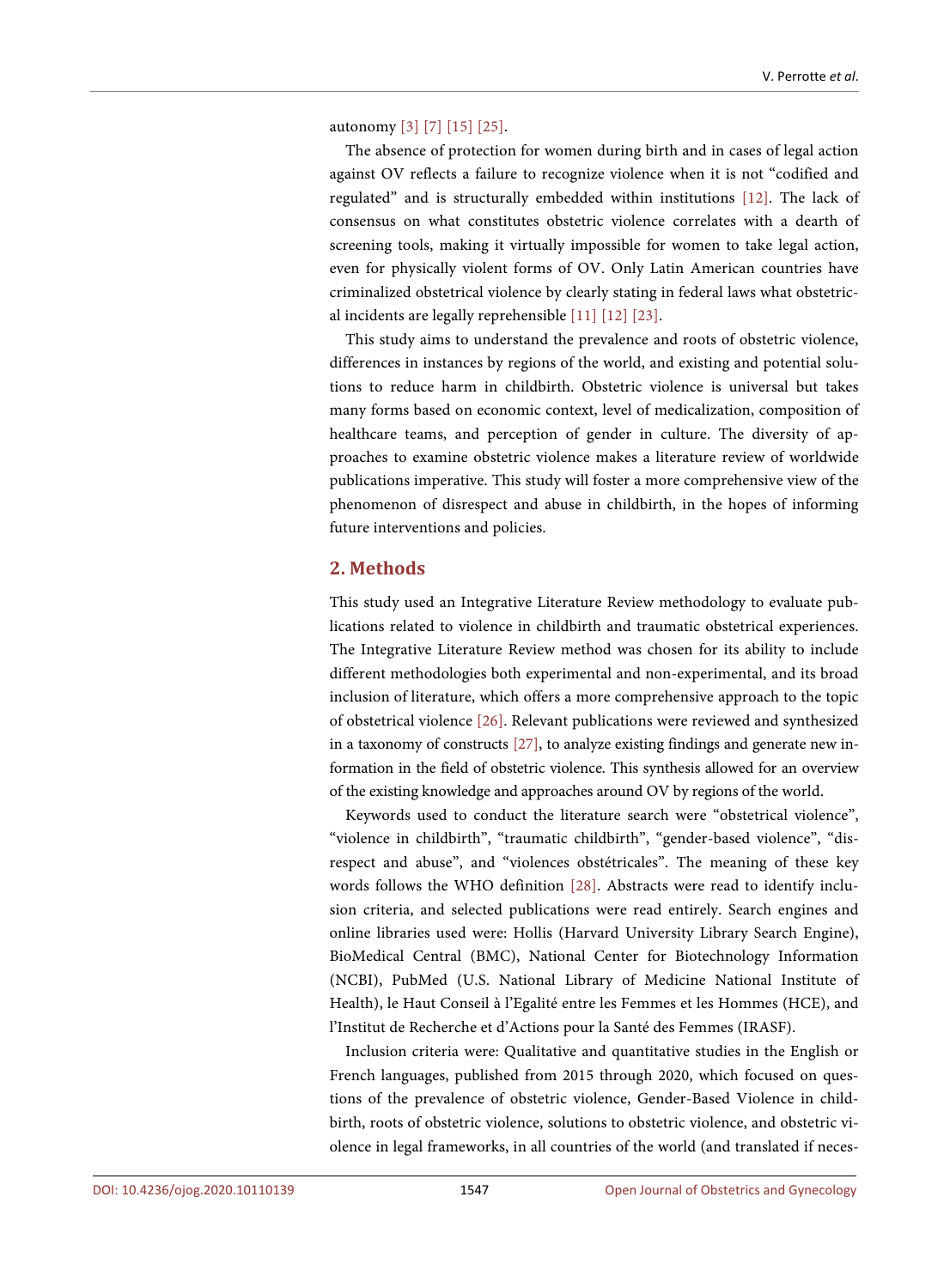autonomy [3] [7] [15] [25].

The absence of protection for women during birth and in cases of legal action against OV reflects a failure to recognize violence when it is not "codified and regulated" and is structurally embedded within institutions [12]. The lack of consensus on what constitutes obstetric violence correlates with a dearth of screening tools, making it virtually impossible for women to take legal action, even for physically violent forms of OV. Only Latin American countries have criminalized obstetrical violence by clearly stating in federal laws what obstetrical incidents are legally reprehensible [11] [12] [23].

This study aims to understand the prevalence and roots of obstetric violence, differences in instances by regions of the world, and existing and potential solutions to reduce harm in childbirth. Obstetric violence is universal but takes many forms based on economic context, level of medicalization, composition of healthcare teams, and perception of gender in culture. The diversity of approaches to examine obstetric violence makes a literature review of worldwide publications imperative. This study will foster a more comprehensive view of the phenomenon of disrespect and abuse in childbirth, in the hopes of informing future interventions and policies.

## 2. Methods

This study used an Integrative Literature Review methodology to evaluate publications related to violence in childbirth and traumatic obstetrical experiences. The Integrative Literature Review method was chosen for its ability to include different methodologies both experimental and non-experimental, and its broad inclusion of literature, which offers a more comprehensive approach to the topic of obstetrical violence [26]. Relevant publications were reviewed and synthesized in a taxonomy of constructs [27], to analyze existing findings and generate new information in the field of obstetric violence. This synthesis allowed for an overview of the existing knowledge and approaches around OV by regions of the world.

Keywords used to conduct the literature search were "obstetrical violence", "violence in childbirth", "traumatic childbirth", "gender-based violence", "disrespect and abuse", and "violences obstétricales". The meaning of these key words follows the WHO definition [28]. Abstracts were read to identify inclusion criteria, and selected publications were read entirely. Search engines and online libraries used were: Hollis (Harvard University Library Search Engine), BioMedical Central (BMC), National Center for Biotechnology Information (NCBI), PubMed (U.S. National Library of Medicine National Institute of Health), le Haut Conseil à l'Egalité entre les Femmes et les Hommes (HCE), and l'Institut de Recherche et d'Actions pour la Santé des Femmes (IRASF).

Inclusion criteria were: Qualitative and quantitative studies in the English or French languages, published from 2015 through 2020, which focused on questions of the prevalence of obstetric violence, Gender-Based Violence in childbirth, roots of obstetric violence, solutions to obstetric violence, and obstetric violence in legal frameworks, in all countries of the world (and translated if neces-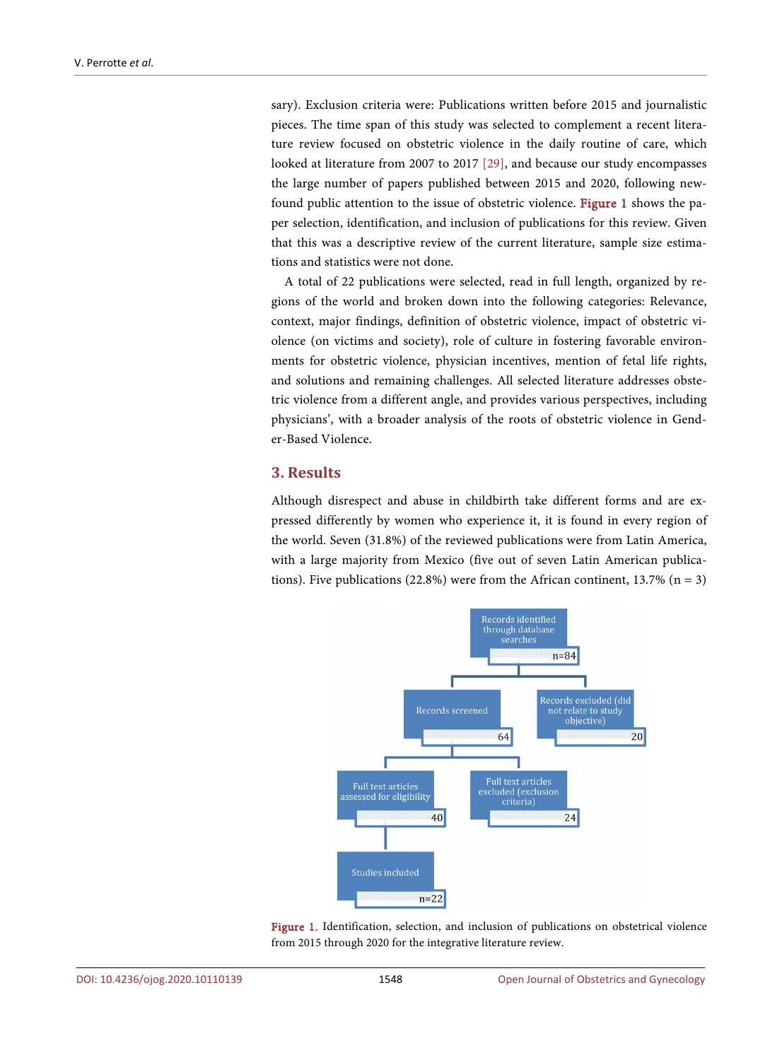sary). Exclusion criteria were: Publications written before 2015 and journalistic pieces. The time span of this study was selected to complement a recent literature review focused on obstetric violence in the daily routine of care, which looked at literature from 2007 to 2017 [29], and because our study encompasses the large number of papers published between 2015 and 2020, following newfound public attention to the issue of obstetric violence. Figure 1 shows the paper selection, identification, and inclusion of publications for this review. Given that this was a descriptive review of the current literature, sample size estimations and statistics were not done.

A total of 22 publications were selected, read in full length, organized by regions of the world and broken down into the following categories: Relevance, context, major findings, definition of obstetric violence, impact of obstetric violence (on victims and society), role of culture in fostering favorable environments for obstetric violence, physician incentives, mention of fetal life rights, and solutions and remaining challenges. All selected literature addresses obstetric violence from a different angle, and provides various perspectives, including physicians', with a broader analysis of the roots of obstetric violence in Gender-Based Violence.

## 3. Results

Although disrespect and abuse in childbirth take different forms and are expressed differently by women who experience it, it is found in every region of the world. Seven (31.8%) of the reviewed publications were from Latin America, with a large majority from Mexico (five out of seven Latin American publications). Five publications (22.8%) were from the African continent, 13.7% (n = 3)

Records identified through database searches n=84

Records screened 64

Records excluded (did not relate to study objective) 20

Full text articles assessed for eligibility 40

Full text articles excluded (exclusion criteria) 24

Studies included n=22

Figure 1. Identification, selection, and inclusion of publications on obstetrical violence from 2015 through 2020 for the integrative literature review.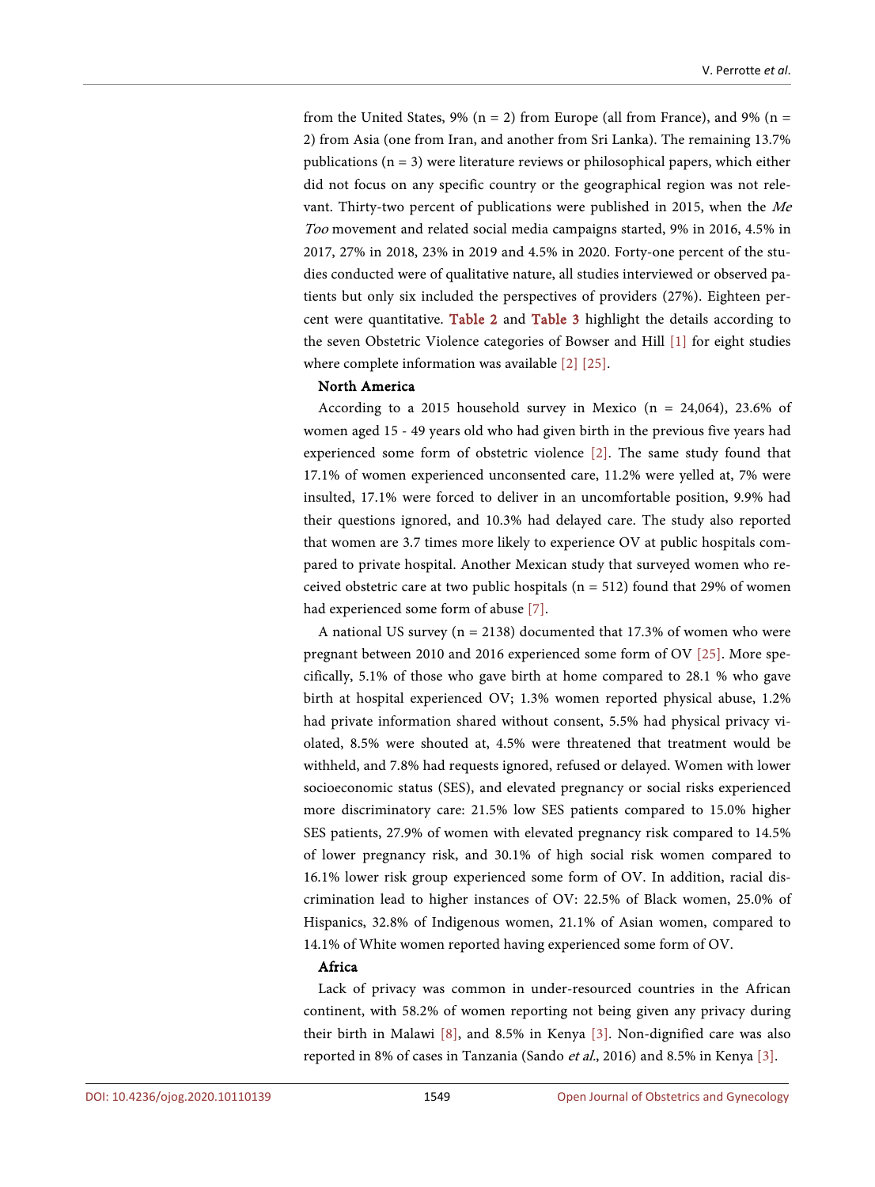from the United States, 9% (n = 2) from Europe (all from France), and 9% (n = 2) from Asia (one from Iran, and another from Sri Lanka). The remaining 13.7% publications (n = 3) were literature reviews or philosophical papers, which either did not focus on any specific country or the geographical region was not relevant. Thirty-two percent of publications were published in 2015, when the *Me Too* movement and related social media campaigns started, 9% in 2016, 4.5% in 2017, 27% in 2018, 23% in 2019 and 4.5% in 2020. Forty-one percent of the studies conducted were of qualitative nature, all studies interviewed or observed patients but only six included the perspectives of providers (27%). Eighteen percent were quantitative. Table 2 and Table 3 highlight the details according to the seven Obstetric Violence categories of Bowser and Hill [1] for eight studies where complete information was available [2] [25].

**North America**

According to a 2015 household survey in Mexico (n = 24,064), 23.6% of women aged 15 - 49 years old who had given birth in the previous five years had experienced some form of obstetric violence [2]. The same study found that 17.1% of women experienced unconsented care, 11.2% were yelled at, 7% were insulted, 17.1% were forced to deliver in an uncomfortable position, 9.9% had their questions ignored, and 10.3% had delayed care. The study also reported that women are 3.7 times more likely to experience OV at public hospitals compared to private hospital. Another Mexican study that surveyed women who received obstetric care at two public hospitals (n = 512) found that 29% of women had experienced some form of abuse [7].

A national US survey (n = 2138) documented that 17.3% of women who were pregnant between 2010 and 2016 experienced some form of OV [25]. More specifically, 5.1% of those who gave birth at home compared to 28.1 % who gave birth at hospital experienced OV; 1.3% women reported physical abuse, 1.2% had private information shared without consent, 5.5% had physical privacy violated, 8.5% were shouted at, 4.5% were threatened that treatment would be withheld, and 7.8% had requests ignored, refused or delayed. Women with lower socioeconomic status (SES), and elevated pregnancy or social risks experienced more discriminatory care: 21.5% low SES patients compared to 15.0% higher SES patients, 27.9% of women with elevated pregnancy risk compared to 14.5% of lower pregnancy risk, and 30.1% of high social risk women compared to 16.1% lower risk group experienced some form of OV. In addition, racial discrimination lead to higher instances of OV: 22.5% of Black women, 25.0% of Hispanics, 32.8% of Indigenous women, 21.1% of Asian women, compared to 14.1% of White women reported having experienced some form of OV.

**Africa**

Lack of privacy was common in under-resourced countries in the African continent, with 58.2% of women reporting not being given any privacy during their birth in Malawi [8], and 8.5% in Kenya [3]. Non-dignified care was also reported in 8% of cases in Tanzania (Sando *et al.*, 2016) and 8.5% in Kenya [3].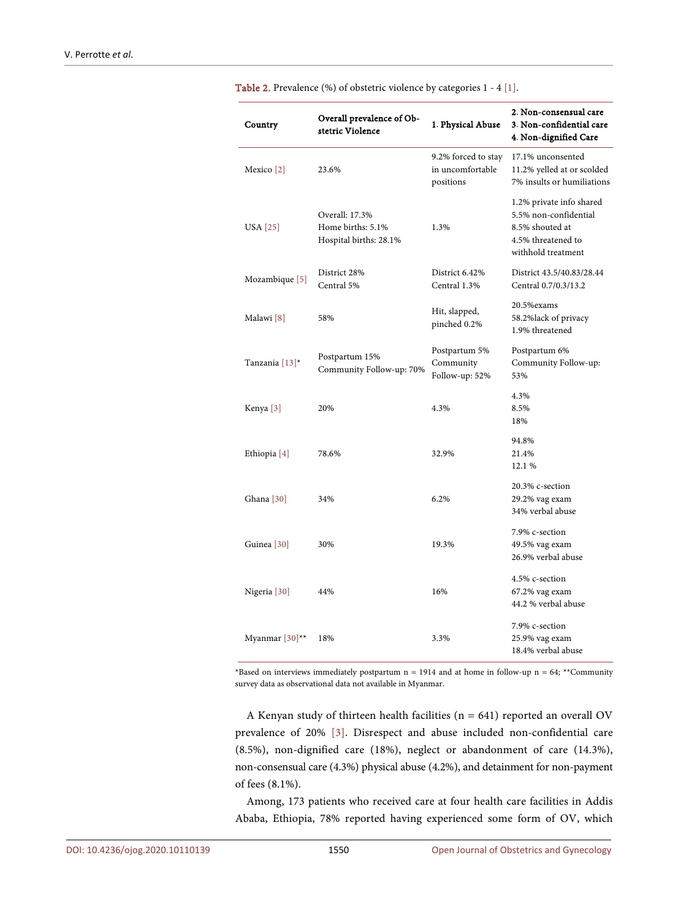Table 2. Prevalence (%) of obstetric violence by categories 1 - 4 [1].

| Country | Overall prevalence of Obstetric Violence | 1. Physical Abuse | 2. Non-consensual care<br>3. Non-confidential care<br>4. Non-dignified Care |
|---|---|---|---|
| Mexico [2] | 23.6% | 9.2% forced to stay in uncomfortable positions | 17.1% unconsented<br>11.2% yelled at or scolded<br>7% insults or humiliations |
| USA [25] | Overall: 17.3%<br>Home births: 5.1%<br>Hospital births: 28.1% | 1.3% | 1.2% private info shared<br>5.5% non-confidential<br>8.5% shouted at<br>4.5% threatened to withhold treatment |
| Mozambique [5] | District 28%<br>Central 5% | District 6.42%<br>Central 1.3% | District 43.5/40.83/28.44<br>Central 0.7/0.3/13.2 |
| Malawi [8] | 58% | Hit, slapped, pinched 0.2% | 20.5%exams<br>58.2%lack of privacy<br>1.9% threatened |
| Tanzania [13]* | Postpartum 15%<br>Community Follow-up: 70% | Postpartum 5%<br>Community Follow-up: 52% | Postpartum 6%<br>Community Follow-up: 53% |
| Kenya [3] | 20% | 4.3% | 4.3%<br>8.5%<br>18% |
| Ethiopia [4] | 78.6% | 32.9% | 94.8%<br>21.4%<br>12.1 % |
| Ghana [30] | 34% | 6.2% | 20.3% c-section<br>29.2% vag exam<br>34% verbal abuse |
| Guinea [30] | 30% | 19.3% | 7.9% c-section<br>49.5% vag exam<br>26.9% verbal abuse |
| Nigeria [30] | 44% | 16% | 4.5% c-section<br>67.2% vag exam<br>44.2 % verbal abuse |
| Myanmar [30]** | 18% | 3.3% | 7.9% c-section<br>25.9% vag exam<br>18.4% verbal abuse |

*Based on interviews immediately postpartum n = 1914 and at home in follow-up n = 64; **Community survey data as observational data not available in Myanmar.

A Kenyan study of thirteen health facilities (n = 641) reported an overall OV prevalence of 20% [3]. Disrespect and abuse included non-confidential care (8.5%), non-dignified care (18%), neglect or abandonment of care (14.3%), non-consensual care (4.3%) physical abuse (4.2%), and detainment for non-payment of fees (8.1%).

Among, 173 patients who received care at four health care facilities in Addis Ababa, Ethiopia, 78% reported having experienced some form of OV, which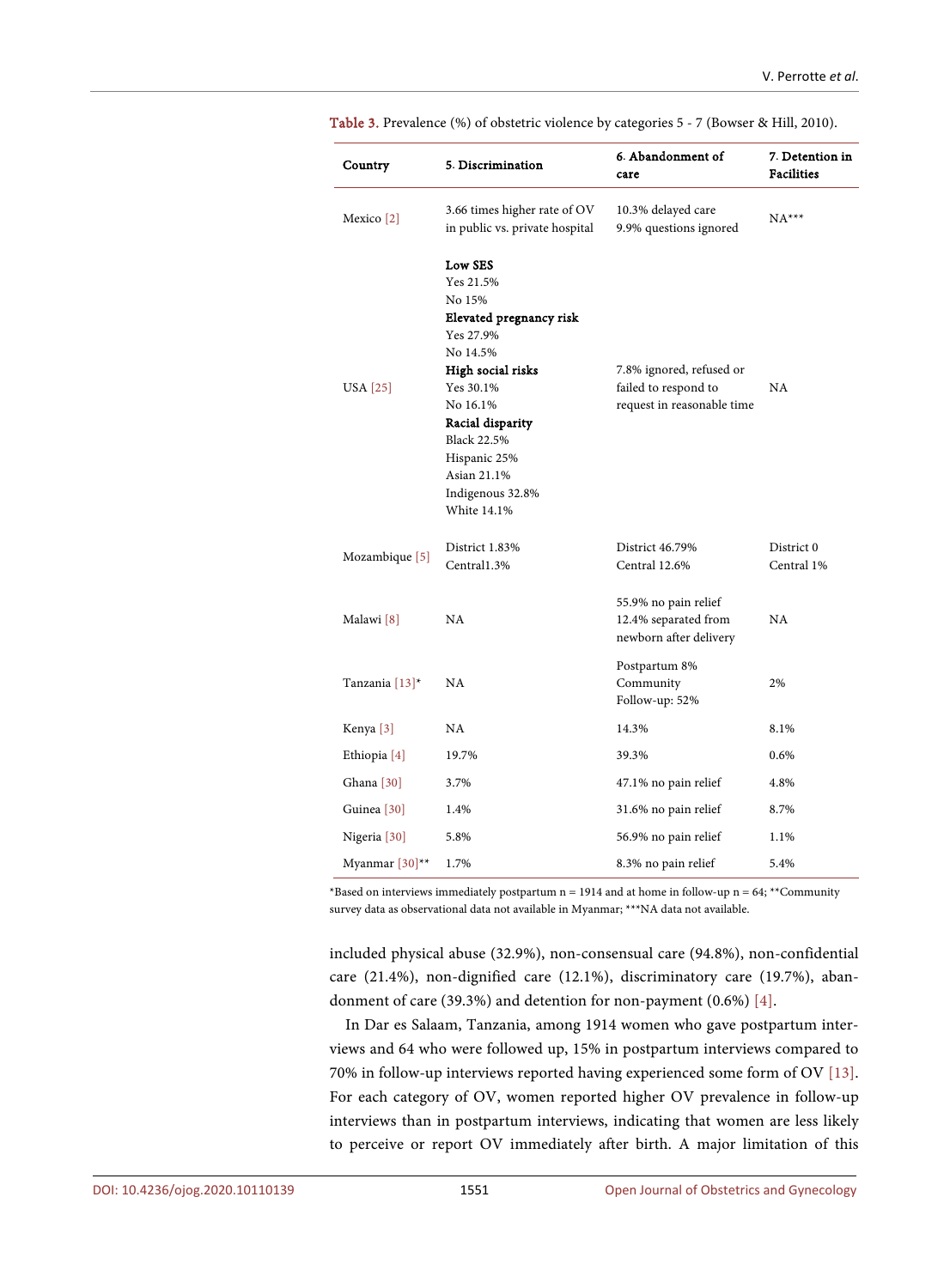Table 3. Prevalence (%) of obstetric violence by categories 5 - 7 (Bowser & Hill, 2010).

| Country | 5. Discrimination | 6. Abandonment of care | 7. Detention in Facilities |
|---|---|---|---|
| Mexico [2] | 3.66 times higher rate of OV in public vs. private hospital | 10.3% delayed care<br>9.9% questions ignored | NA*** |
| USA [25] | **Low SES**<br>Yes 21.5%<br>No 15%<br>**Elevated pregnancy risk**<br>Yes 27.9%<br>No 14.5%<br>**High social risks**<br>Yes 30.1%<br>No 16.1%<br>**Racial disparity**<br>Black 22.5%<br>Hispanic 25%<br>Asian 21.1%<br>Indigenous 32.8%<br>White 14.1% | 7.8% ignored, refused or failed to respond to request in reasonable time | NA |
| Mozambique [5] | District 1.83%<br>Central1.3% | District 46.79%<br>Central 12.6% | District 0<br>Central 1% |
| Malawi [8] | NA | 55.9% no pain relief<br>12.4% separated from newborn after delivery | NA |
| Tanzania [13]* | NA | Postpartum 8%<br>Community<br>Follow-up: 52% | 2% |
| Kenya [3] | NA | 14.3% | 8.1% |
| Ethiopia [4] | 19.7% | 39.3% | 0.6% |
| Ghana [30] | 3.7% | 47.1% no pain relief | 4.8% |
| Guinea [30] | 1.4% | 31.6% no pain relief | 8.7% |
| Nigeria [30] | 5.8% | 56.9% no pain relief | 1.1% |
| Myanmar [30]** | 1.7% | 8.3% no pain relief | 5.4% |

*Based on interviews immediately postpartum n = 1914 and at home in follow-up n = 64; **Community survey data as observational data not available in Myanmar; ***NA data not available.

included physical abuse (32.9%), non-consensual care (94.8%), non-confidential care (21.4%), non-dignified care (12.1%), discriminatory care (19.7%), abandonment of care (39.3%) and detention for non-payment (0.6%) [4].

In Dar es Salaam, Tanzania, among 1914 women who gave postpartum interviews and 64 who were followed up, 15% in postpartum interviews compared to 70% in follow-up interviews reported having experienced some form of OV [13]. For each category of OV, women reported higher OV prevalence in follow-up interviews than in postpartum interviews, indicating that women are less likely to perceive or report OV immediately after birth. A major limitation of this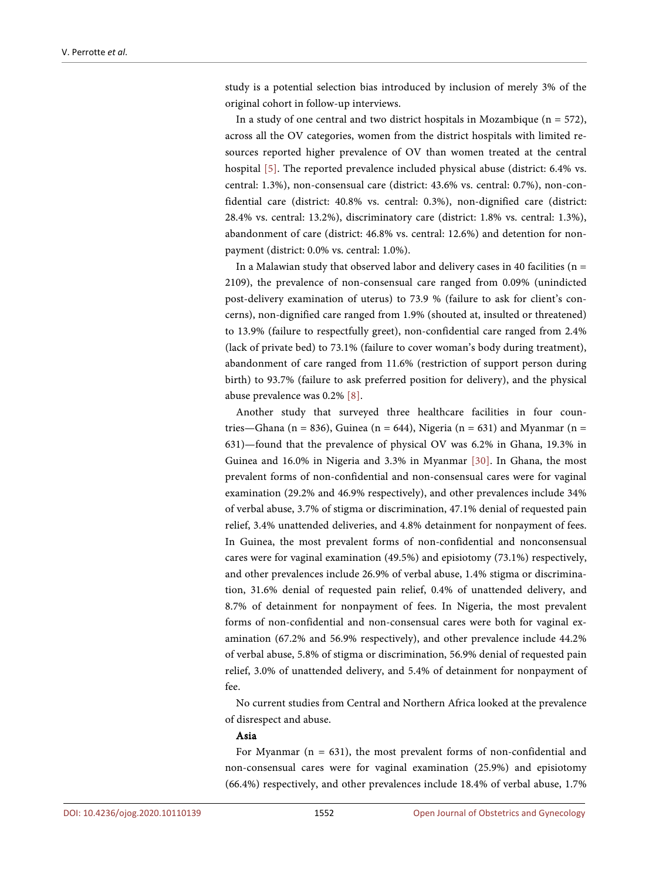study is a potential selection bias introduced by inclusion of merely 3% of the original cohort in follow-up interviews.

In a study of one central and two district hospitals in Mozambique (n = 572), across all the OV categories, women from the district hospitals with limited resources reported higher prevalence of OV than women treated at the central hospital [5]. The reported prevalence included physical abuse (district: 6.4% vs. central: 1.3%), non-consensual care (district: 43.6% vs. central: 0.7%), non-confidential care (district: 40.8% vs. central: 0.3%), non-dignified care (district: 28.4% vs. central: 13.2%), discriminatory care (district: 1.8% vs. central: 1.3%), abandonment of care (district: 46.8% vs. central: 12.6%) and detention for non-payment (district: 0.0% vs. central: 1.0%).

In a Malawian study that observed labor and delivery cases in 40 facilities (n = 2109), the prevalence of non-consensual care ranged from 0.09% (unindicted post-delivery examination of uterus) to 73.9 % (failure to ask for client's concerns), non-dignified care ranged from 1.9% (shouted at, insulted or threatened) to 13.9% (failure to respectfully greet), non-confidential care ranged from 2.4% (lack of private bed) to 73.1% (failure to cover woman's body during treatment), abandonment of care ranged from 11.6% (restriction of support person during birth) to 93.7% (failure to ask preferred position for delivery), and the physical abuse prevalence was 0.2% [8].

Another study that surveyed three healthcare facilities in four countries—Ghana (n = 836), Guinea (n = 644), Nigeria (n = 631) and Myanmar (n = 631)—found that the prevalence of physical OV was 6.2% in Ghana, 19.3% in Guinea and 16.0% in Nigeria and 3.3% in Myanmar [30]. In Ghana, the most prevalent forms of non-confidential and non-consensual cares were for vaginal examination (29.2% and 46.9% respectively), and other prevalences include 34% of verbal abuse, 3.7% of stigma or discrimination, 47.1% denial of requested pain relief, 3.4% unattended deliveries, and 4.8% detainment for nonpayment of fees. In Guinea, the most prevalent forms of non-confidential and nonconsensual cares were for vaginal examination (49.5%) and episiotomy (73.1%) respectively, and other prevalences include 26.9% of verbal abuse, 1.4% stigma or discrimination, 31.6% denial of requested pain relief, 0.4% of unattended delivery, and 8.7% of detainment for nonpayment of fees. In Nigeria, the most prevalent forms of non-confidential and non-consensual cares were both for vaginal examination (67.2% and 56.9% respectively), and other prevalence include 44.2% of verbal abuse, 5.8% of stigma or discrimination, 56.9% denial of requested pain relief, 3.0% of unattended delivery, and 5.4% of detainment for nonpayment of fee.

No current studies from Central and Northern Africa looked at the prevalence of disrespect and abuse.

**Asia**

For Myanmar (n = 631), the most prevalent forms of non-confidential and non-consensual cares were for vaginal examination (25.9%) and episiotomy (66.4%) respectively, and other prevalences include 18.4% of verbal abuse, 1.7%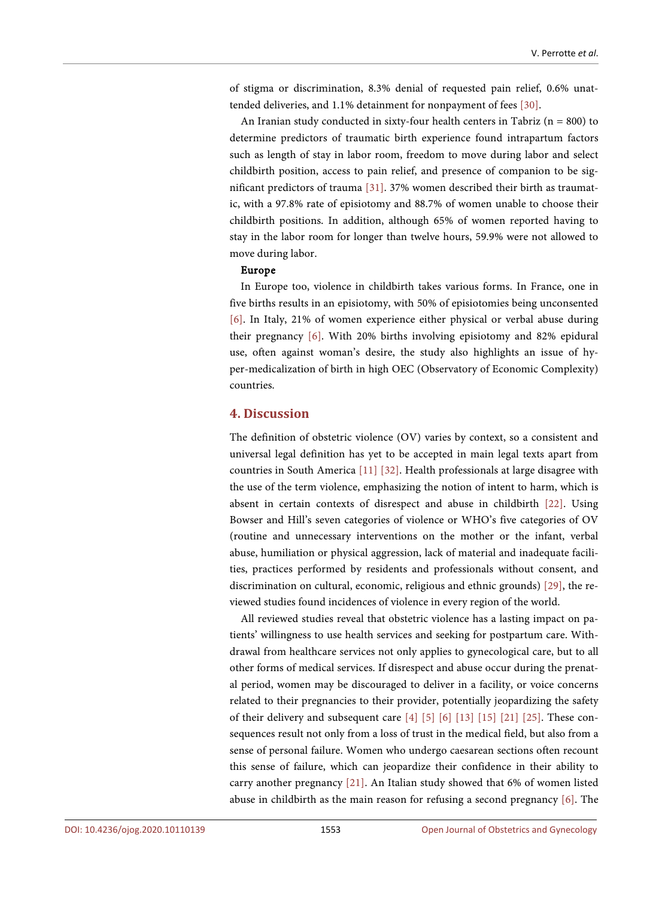of stigma or discrimination, 8.3% denial of requested pain relief, 0.6% unattended deliveries, and 1.1% detainment for nonpayment of fees [30].

An Iranian study conducted in sixty-four health centers in Tabriz (n = 800) to determine predictors of traumatic birth experience found intrapartum factors such as length of stay in labor room, freedom to move during labor and select childbirth position, access to pain relief, and presence of companion to be significant predictors of trauma [31]. 37% women described their birth as traumatic, with a 97.8% rate of episiotomy and 88.7% of women unable to choose their childbirth positions. In addition, although 65% of women reported having to stay in the labor room for longer than twelve hours, 59.9% were not allowed to move during labor.

**Europe**

In Europe too, violence in childbirth takes various forms. In France, one in five births results in an episiotomy, with 50% of episiotomies being unconsented [6]. In Italy, 21% of women experience either physical or verbal abuse during their pregnancy [6]. With 20% births involving episiotomy and 82% epidural use, often against woman's desire, the study also highlights an issue of hyper-medicalization of birth in high OEC (Observatory of Economic Complexity) countries.

## 4. Discussion

The definition of obstetric violence (OV) varies by context, so a consistent and universal legal definition has yet to be accepted in main legal texts apart from countries in South America [11] [32]. Health professionals at large disagree with the use of the term violence, emphasizing the notion of intent to harm, which is absent in certain contexts of disrespect and abuse in childbirth [22]. Using Bowser and Hill's seven categories of violence or WHO's five categories of OV (routine and unnecessary interventions on the mother or the infant, verbal abuse, humiliation or physical aggression, lack of material and inadequate facilities, practices performed by residents and professionals without consent, and discrimination on cultural, economic, religious and ethnic grounds) [29], the reviewed studies found incidences of violence in every region of the world.

All reviewed studies reveal that obstetric violence has a lasting impact on patients' willingness to use health services and seeking for postpartum care. Withdrawal from healthcare services not only applies to gynecological care, but to all other forms of medical services. If disrespect and abuse occur during the prenatal period, women may be discouraged to deliver in a facility, or voice concerns related to their pregnancies to their provider, potentially jeopardizing the safety of their delivery and subsequent care [4] [5] [6] [13] [15] [21] [25]. These consequences result not only from a loss of trust in the medical field, but also from a sense of personal failure. Women who undergo caesarean sections often recount this sense of failure, which can jeopardize their confidence in their ability to carry another pregnancy [21]. An Italian study showed that 6% of women listed abuse in childbirth as the main reason for refusing a second pregnancy [6]. The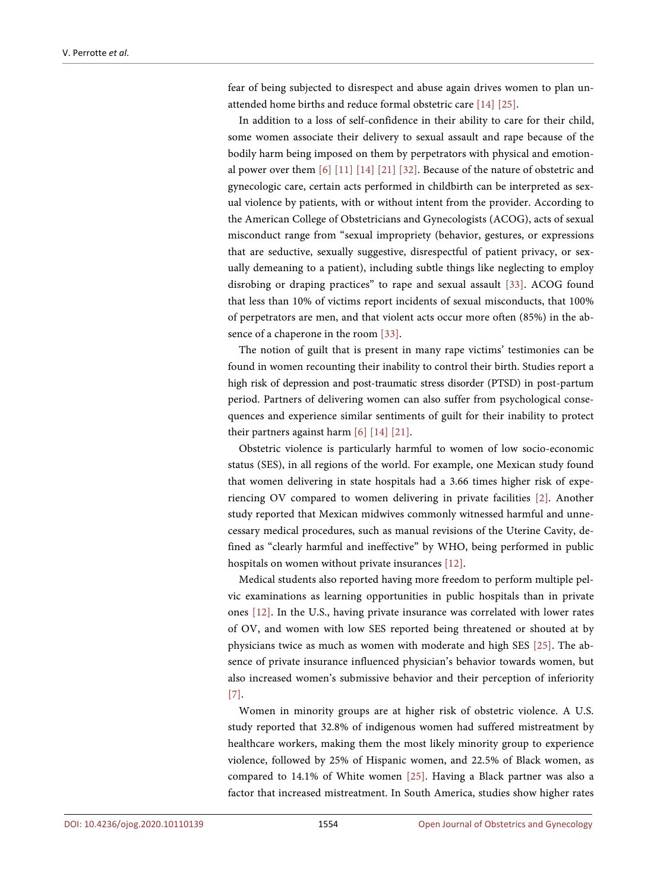fear of being subjected to disrespect and abuse again drives women to plan unattended home births and reduce formal obstetric care [14] [25].

In addition to a loss of self-confidence in their ability to care for their child, some women associate their delivery to sexual assault and rape because of the bodily harm being imposed on them by perpetrators with physical and emotional power over them [6] [11] [14] [21] [32]. Because of the nature of obstetric and gynecologic care, certain acts performed in childbirth can be interpreted as sexual violence by patients, with or without intent from the provider. According to the American College of Obstetricians and Gynecologists (ACOG), acts of sexual misconduct range from "sexual impropriety (behavior, gestures, or expressions that are seductive, sexually suggestive, disrespectful of patient privacy, or sexually demeaning to a patient), including subtle things like neglecting to employ disrobing or draping practices" to rape and sexual assault [33]. ACOG found that less than 10% of victims report incidents of sexual misconducts, that 100% of perpetrators are men, and that violent acts occur more often (85%) in the absence of a chaperone in the room [33].

The notion of guilt that is present in many rape victims' testimonies can be found in women recounting their inability to control their birth. Studies report a high risk of depression and post-traumatic stress disorder (PTSD) in post-partum period. Partners of delivering women can also suffer from psychological consequences and experience similar sentiments of guilt for their inability to protect their partners against harm [6] [14] [21].

Obstetric violence is particularly harmful to women of low socio-economic status (SES), in all regions of the world. For example, one Mexican study found that women delivering in state hospitals had a 3.66 times higher risk of experiencing OV compared to women delivering in private facilities [2]. Another study reported that Mexican midwives commonly witnessed harmful and unnecessary medical procedures, such as manual revisions of the Uterine Cavity, defined as "clearly harmful and ineffective" by WHO, being performed in public hospitals on women without private insurances [12].

Medical students also reported having more freedom to perform multiple pelvic examinations as learning opportunities in public hospitals than in private ones [12]. In the U.S., having private insurance was correlated with lower rates of OV, and women with low SES reported being threatened or shouted at by physicians twice as much as women with moderate and high SES [25]. The absence of private insurance influenced physician's behavior towards women, but also increased women's submissive behavior and their perception of inferiority [7].

Women in minority groups are at higher risk of obstetric violence. A U.S. study reported that 32.8% of indigenous women had suffered mistreatment by healthcare workers, making them the most likely minority group to experience violence, followed by 25% of Hispanic women, and 22.5% of Black women, as compared to 14.1% of White women [25]. Having a Black partner was also a factor that increased mistreatment. In South America, studies show higher rates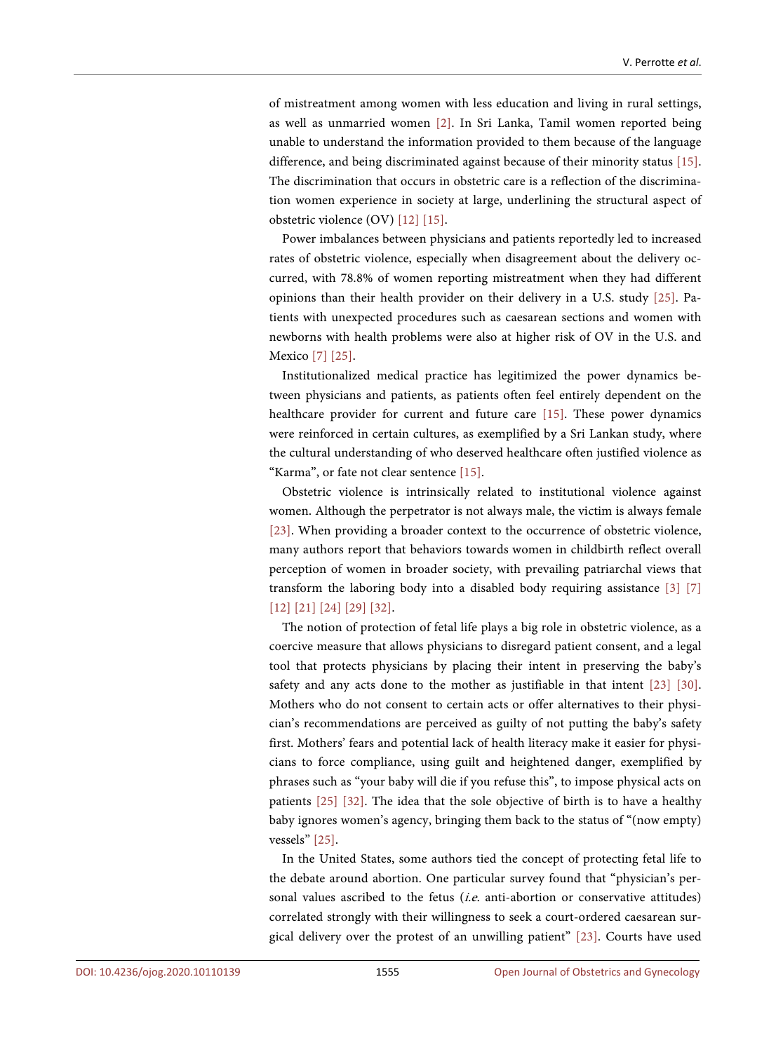of mistreatment among women with less education and living in rural settings, as well as unmarried women [2]. In Sri Lanka, Tamil women reported being unable to understand the information provided to them because of the language difference, and being discriminated against because of their minority status [15]. The discrimination that occurs in obstetric care is a reflection of the discrimination women experience in society at large, underlining the structural aspect of obstetric violence (OV) [12] [15].

Power imbalances between physicians and patients reportedly led to increased rates of obstetric violence, especially when disagreement about the delivery occurred, with 78.8% of women reporting mistreatment when they had different opinions than their health provider on their delivery in a U.S. study [25]. Patients with unexpected procedures such as caesarean sections and women with newborns with health problems were also at higher risk of OV in the U.S. and Mexico [7] [25].

Institutionalized medical practice has legitimized the power dynamics between physicians and patients, as patients often feel entirely dependent on the healthcare provider for current and future care [15]. These power dynamics were reinforced in certain cultures, as exemplified by a Sri Lankan study, where the cultural understanding of who deserved healthcare often justified violence as "Karma", or fate not clear sentence [15].

Obstetric violence is intrinsically related to institutional violence against women. Although the perpetrator is not always male, the victim is always female [23]. When providing a broader context to the occurrence of obstetric violence, many authors report that behaviors towards women in childbirth reflect overall perception of women in broader society, with prevailing patriarchal views that transform the laboring body into a disabled body requiring assistance [3] [7] [12] [21] [24] [29] [32].

The notion of protection of fetal life plays a big role in obstetric violence, as a coercive measure that allows physicians to disregard patient consent, and a legal tool that protects physicians by placing their intent in preserving the baby's safety and any acts done to the mother as justifiable in that intent [23] [30]. Mothers who do not consent to certain acts or offer alternatives to their physician's recommendations are perceived as guilty of not putting the baby's safety first. Mothers' fears and potential lack of health literacy make it easier for physicians to force compliance, using guilt and heightened danger, exemplified by phrases such as "your baby will die if you refuse this", to impose physical acts on patients [25] [32]. The idea that the sole objective of birth is to have a healthy baby ignores women's agency, bringing them back to the status of "(now empty) vessels" [25].

In the United States, some authors tied the concept of protecting fetal life to the debate around abortion. One particular survey found that "physician's personal values ascribed to the fetus (*i.e.* anti-abortion or conservative attitudes) correlated strongly with their willingness to seek a court-ordered caesarean surgical delivery over the protest of an unwilling patient" [23]. Courts have used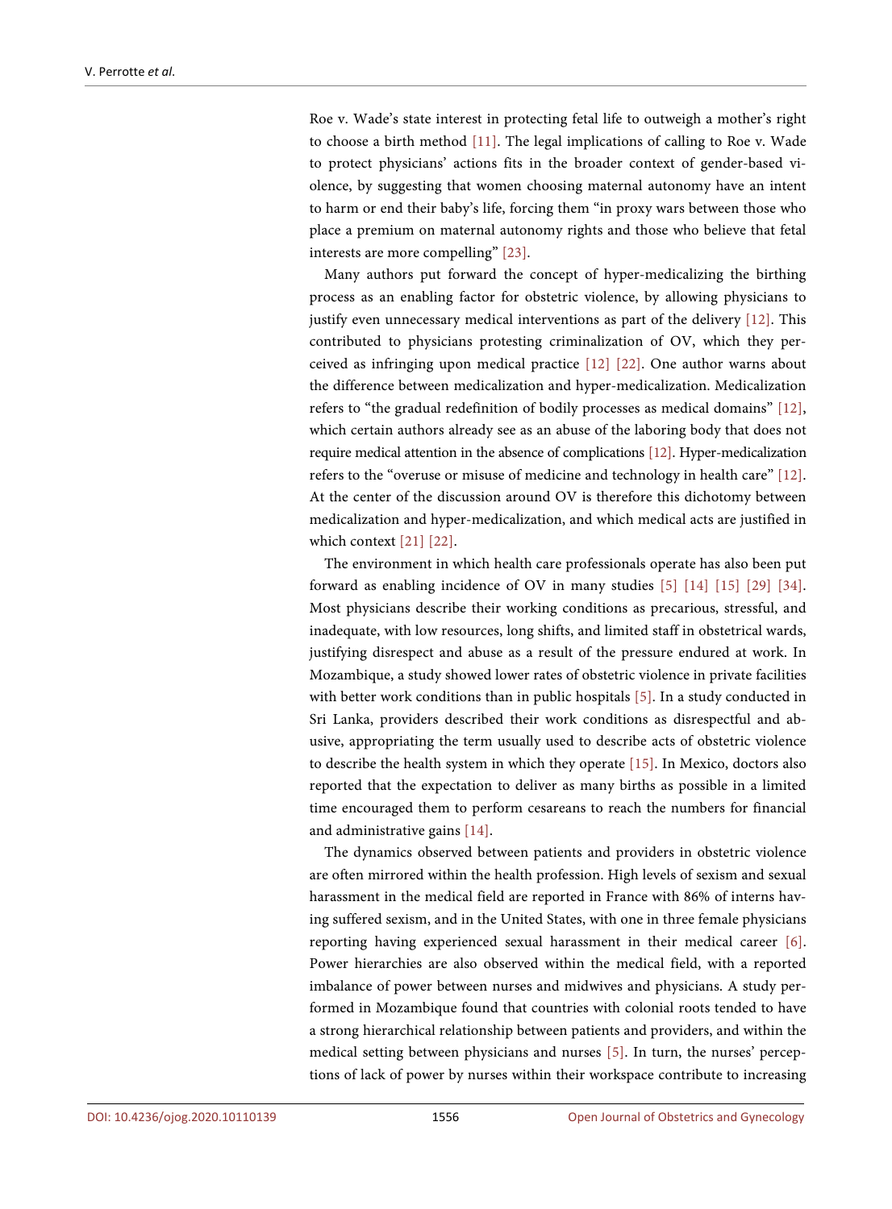Roe v. Wade's state interest in protecting fetal life to outweigh a mother's right to choose a birth method [11]. The legal implications of calling to Roe v. Wade to protect physicians' actions fits in the broader context of gender-based violence, by suggesting that women choosing maternal autonomy have an intent to harm or end their baby's life, forcing them "in proxy wars between those who place a premium on maternal autonomy rights and those who believe that fetal interests are more compelling" [23].

Many authors put forward the concept of hyper-medicalizing the birthing process as an enabling factor for obstetric violence, by allowing physicians to justify even unnecessary medical interventions as part of the delivery [12]. This contributed to physicians protesting criminalization of OV, which they perceived as infringing upon medical practice [12] [22]. One author warns about the difference between medicalization and hyper-medicalization. Medicalization refers to "the gradual redefinition of bodily processes as medical domains" [12], which certain authors already see as an abuse of the laboring body that does not require medical attention in the absence of complications [12]. Hyper-medicalization refers to the "overuse or misuse of medicine and technology in health care" [12]. At the center of the discussion around OV is therefore this dichotomy between medicalization and hyper-medicalization, and which medical acts are justified in which context [21] [22].

The environment in which health care professionals operate has also been put forward as enabling incidence of OV in many studies [5] [14] [15] [29] [34]. Most physicians describe their working conditions as precarious, stressful, and inadequate, with low resources, long shifts, and limited staff in obstetrical wards, justifying disrespect and abuse as a result of the pressure endured at work. In Mozambique, a study showed lower rates of obstetric violence in private facilities with better work conditions than in public hospitals [5]. In a study conducted in Sri Lanka, providers described their work conditions as disrespectful and abusive, appropriating the term usually used to describe acts of obstetric violence to describe the health system in which they operate [15]. In Mexico, doctors also reported that the expectation to deliver as many births as possible in a limited time encouraged them to perform cesareans to reach the numbers for financial and administrative gains [14].

The dynamics observed between patients and providers in obstetric violence are often mirrored within the health profession. High levels of sexism and sexual harassment in the medical field are reported in France with 86% of interns having suffered sexism, and in the United States, with one in three female physicians reporting having experienced sexual harassment in their medical career [6]. Power hierarchies are also observed within the medical field, with a reported imbalance of power between nurses and midwives and physicians. A study performed in Mozambique found that countries with colonial roots tended to have a strong hierarchical relationship between patients and providers, and within the medical setting between physicians and nurses [5]. In turn, the nurses' perceptions of lack of power by nurses within their workspace contribute to increasing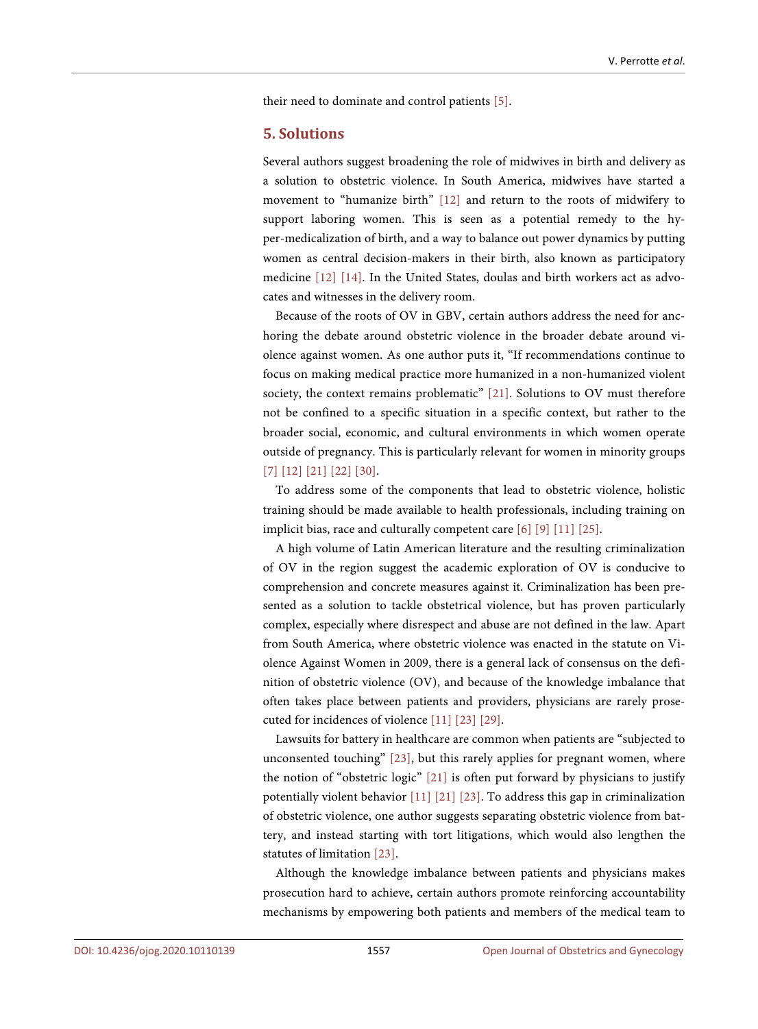their need to dominate and control patients [5].

## 5. Solutions

Several authors suggest broadening the role of midwives in birth and delivery as a solution to obstetric violence. In South America, midwives have started a movement to "humanize birth" [12] and return to the roots of midwifery to support laboring women. This is seen as a potential remedy to the hyper-medicalization of birth, and a way to balance out power dynamics by putting women as central decision-makers in their birth, also known as participatory medicine [12] [14]. In the United States, doulas and birth workers act as advocates and witnesses in the delivery room.

Because of the roots of OV in GBV, certain authors address the need for anchoring the debate around obstetric violence in the broader debate around violence against women. As one author puts it, "If recommendations continue to focus on making medical practice more humanized in a non-humanized violent society, the context remains problematic" [21]. Solutions to OV must therefore not be confined to a specific situation in a specific context, but rather to the broader social, economic, and cultural environments in which women operate outside of pregnancy. This is particularly relevant for women in minority groups [7] [12] [21] [22] [30].

To address some of the components that lead to obstetric violence, holistic training should be made available to health professionals, including training on implicit bias, race and culturally competent care [6] [9] [11] [25].

A high volume of Latin American literature and the resulting criminalization of OV in the region suggest the academic exploration of OV is conducive to comprehension and concrete measures against it. Criminalization has been presented as a solution to tackle obstetrical violence, but has proven particularly complex, especially where disrespect and abuse are not defined in the law. Apart from South America, where obstetric violence was enacted in the statute on Violence Against Women in 2009, there is a general lack of consensus on the definition of obstetric violence (OV), and because of the knowledge imbalance that often takes place between patients and providers, physicians are rarely prosecuted for incidences of violence [11] [23] [29].

Lawsuits for battery in healthcare are common when patients are "subjected to unconsented touching" [23], but this rarely applies for pregnant women, where the notion of "obstetric logic" [21] is often put forward by physicians to justify potentially violent behavior [11] [21] [23]. To address this gap in criminalization of obstetric violence, one author suggests separating obstetric violence from battery, and instead starting with tort litigations, which would also lengthen the statutes of limitation [23].

Although the knowledge imbalance between patients and physicians makes prosecution hard to achieve, certain authors promote reinforcing accountability mechanisms by empowering both patients and members of the medical team to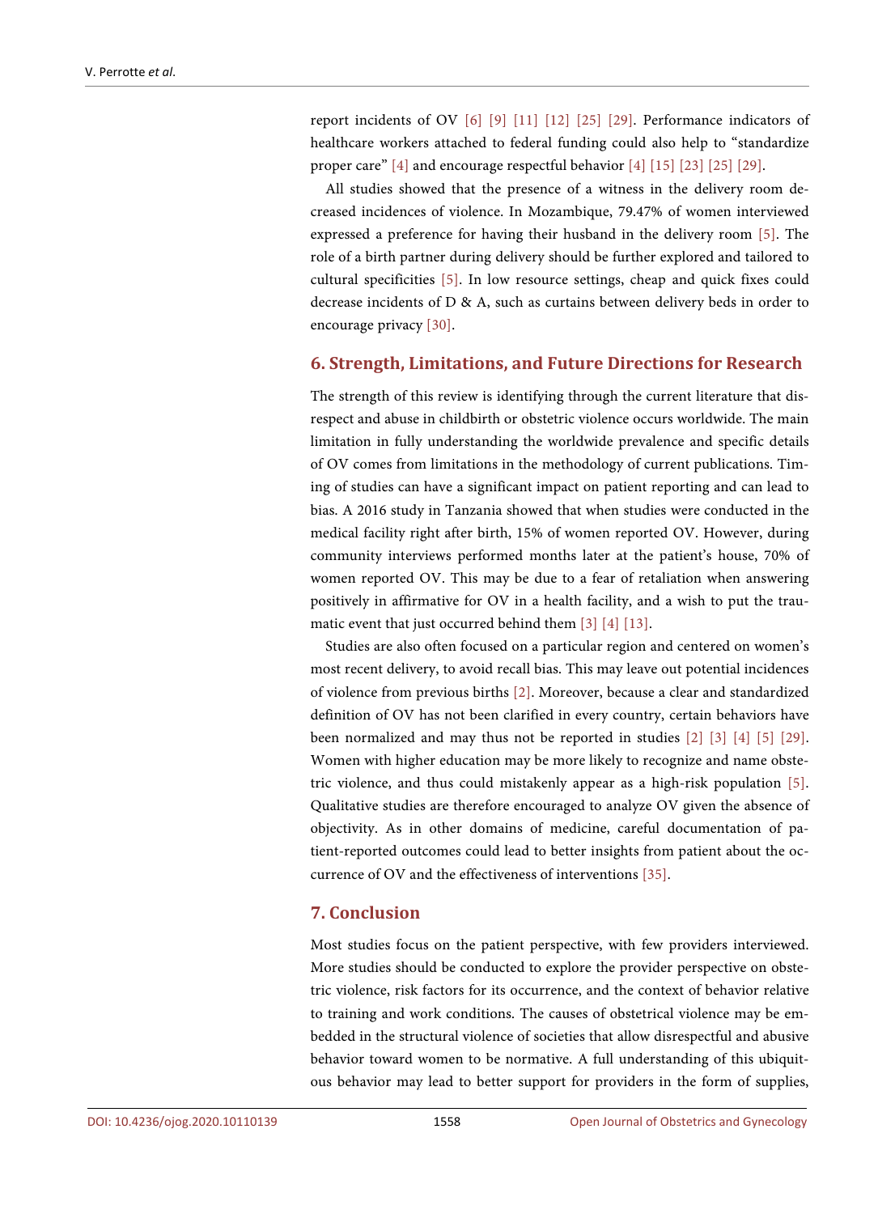report incidents of OV [6] [9] [11] [12] [25] [29]. Performance indicators of healthcare workers attached to federal funding could also help to "standardize proper care" [4] and encourage respectful behavior [4] [15] [23] [25] [29].

All studies showed that the presence of a witness in the delivery room decreased incidences of violence. In Mozambique, 79.47% of women interviewed expressed a preference for having their husband in the delivery room [5]. The role of a birth partner during delivery should be further explored and tailored to cultural specificities [5]. In low resource settings, cheap and quick fixes could decrease incidents of D & A, such as curtains between delivery beds in order to encourage privacy [30].

## 6. Strength, Limitations, and Future Directions for Research

The strength of this review is identifying through the current literature that disrespect and abuse in childbirth or obstetric violence occurs worldwide. The main limitation in fully understanding the worldwide prevalence and specific details of OV comes from limitations in the methodology of current publications. Timing of studies can have a significant impact on patient reporting and can lead to bias. A 2016 study in Tanzania showed that when studies were conducted in the medical facility right after birth, 15% of women reported OV. However, during community interviews performed months later at the patient's house, 70% of women reported OV. This may be due to a fear of retaliation when answering positively in affirmative for OV in a health facility, and a wish to put the traumatic event that just occurred behind them [3] [4] [13].

Studies are also often focused on a particular region and centered on women's most recent delivery, to avoid recall bias. This may leave out potential incidences of violence from previous births [2]. Moreover, because a clear and standardized definition of OV has not been clarified in every country, certain behaviors have been normalized and may thus not be reported in studies [2] [3] [4] [5] [29]. Women with higher education may be more likely to recognize and name obstetric violence, and thus could mistakenly appear as a high-risk population [5]. Qualitative studies are therefore encouraged to analyze OV given the absence of objectivity. As in other domains of medicine, careful documentation of patient-reported outcomes could lead to better insights from patient about the occurrence of OV and the effectiveness of interventions [35].

## 7. Conclusion

Most studies focus on the patient perspective, with few providers interviewed. More studies should be conducted to explore the provider perspective on obstetric violence, risk factors for its occurrence, and the context of behavior relative to training and work conditions. The causes of obstetrical violence may be embedded in the structural violence of societies that allow disrespectful and abusive behavior toward women to be normative. A full understanding of this ubiquitous behavior may lead to better support for providers in the form of supplies,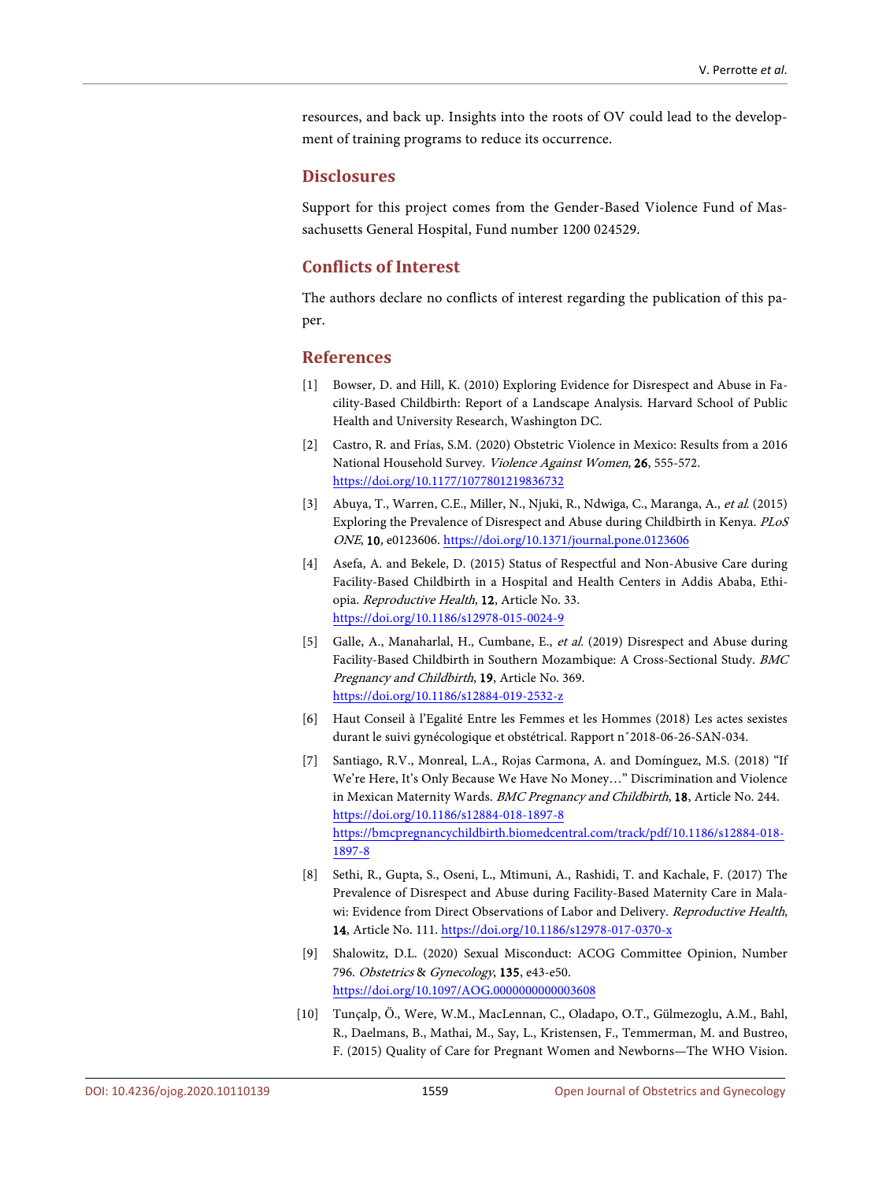resources, and back up. Insights into the roots of OV could lead to the development of training programs to reduce its occurrence.

## Disclosures

Support for this project comes from the Gender-Based Violence Fund of Massachusetts General Hospital, Fund number 1200 024529.

## Conflicts of Interest

The authors declare no conflicts of interest regarding the publication of this paper.

## References

[1] Bowser, D. and Hill, K. (2010) Exploring Evidence for Disrespect and Abuse in Facility-Based Childbirth: Report of a Landscape Analysis. Harvard School of Public Health and University Research, Washington DC.

[2] Castro, R. and Frías, S.M. (2020) Obstetric Violence in Mexico: Results from a 2016 National Household Survey. *Violence Against Women*, **26**, 555-572. https://doi.org/10.1177/1077801219836732

[3] Abuya, T., Warren, C.E., Miller, N., Njuki, R., Ndwiga, C., Maranga, A., *et al.* (2015) Exploring the Prevalence of Disrespect and Abuse during Childbirth in Kenya. *PLoS ONE*, **10**, e0123606. https://doi.org/10.1371/journal.pone.0123606

[4] Asefa, A. and Bekele, D. (2015) Status of Respectful and Non-Abusive Care during Facility-Based Childbirth in a Hospital and Health Centers in Addis Ababa, Ethiopia. *Reproductive Health*, **12**, Article No. 33. https://doi.org/10.1186/s12978-015-0024-9

[5] Galle, A., Manaharlal, H., Cumbane, E., *et al.* (2019) Disrespect and Abuse during Facility-Based Childbirth in Southern Mozambique: A Cross-Sectional Study. *BMC Pregnancy and Childbirth*, **19**, Article No. 369. https://doi.org/10.1186/s12884-019-2532-z

[6] Haut Conseil à l'Egalité Entre les Femmes et les Hommes (2018) Les actes sexistes durant le suivi gynécologique et obstétrical. Rapport n˚2018-06-26-SAN-034.

[7] Santiago, R.V., Monreal, L.A., Rojas Carmona, A. and Domínguez, M.S. (2018) "If We're Here, It's Only Because We Have No Money…" Discrimination and Violence in Mexican Maternity Wards. *BMC Pregnancy and Childbirth*, **18**, Article No. 244. https://doi.org/10.1186/s12884-018-1897-8 https://bmcpregnancychildbirth.biomedcentral.com/track/pdf/10.1186/s12884-018-1897-8

[8] Sethi, R., Gupta, S., Oseni, L., Mtimuni, A., Rashidi, T. and Kachale, F. (2017) The Prevalence of Disrespect and Abuse during Facility-Based Maternity Care in Malawi: Evidence from Direct Observations of Labor and Delivery. *Reproductive Health*, **14**, Article No. 111. https://doi.org/10.1186/s12978-017-0370-x

[9] Shalowitz, D.L. (2020) Sexual Misconduct: ACOG Committee Opinion, Number 796. *Obstetrics* & *Gynecology*, **135**, e43-e50. https://doi.org/10.1097/AOG.0000000000003608

[10] Tunçalp, Ö., Were, W.M., MacLennan, C., Oladapo, O.T., Gülmezoglu, A.M., Bahl, R., Daelmans, B., Mathai, M., Say, L., Kristensen, F., Temmerman, M. and Bustreo, F. (2015) Quality of Care for Pregnant Women and Newborns—The WHO Vision.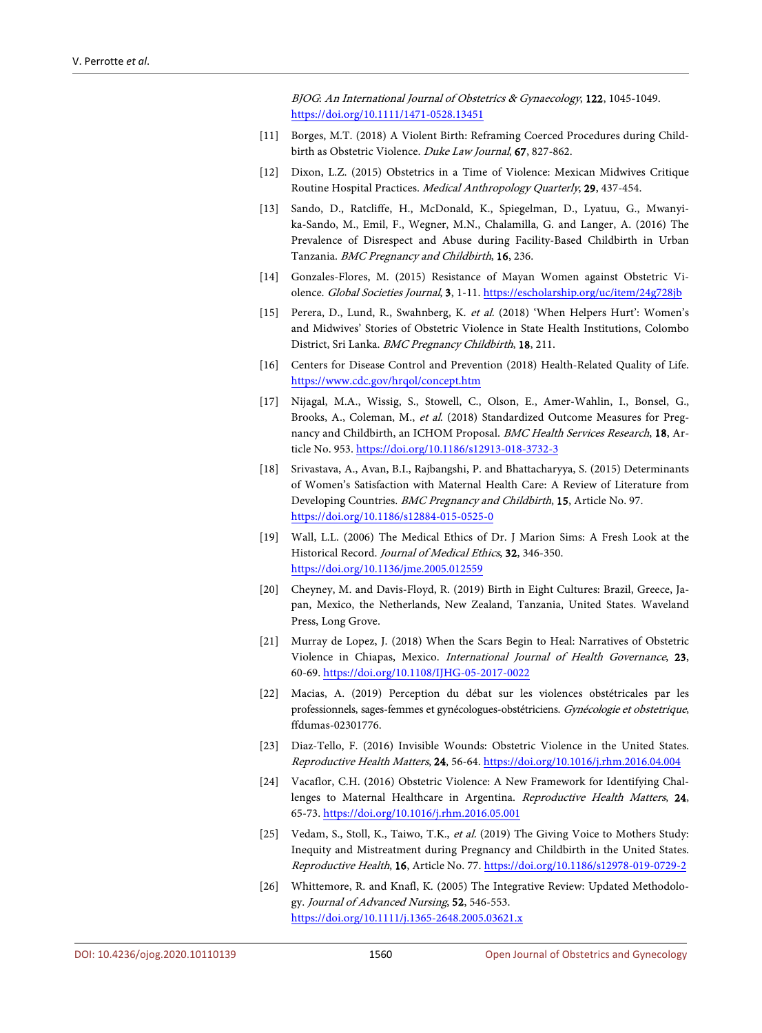*BJOG: An International Journal of Obstetrics & Gynaecology*, **122**, 1045-1049. https://doi.org/10.1111/1471-0528.13451

[11] Borges, M.T. (2018) A Violent Birth: Reframing Coerced Procedures during Childbirth as Obstetric Violence. *Duke Law Journal*, **67**, 827-862.

[12] Dixon, L.Z. (2015) Obstetrics in a Time of Violence: Mexican Midwives Critique Routine Hospital Practices. *Medical Anthropology Quarterly*, **29**, 437-454.

[13] Sando, D., Ratcliffe, H., McDonald, K., Spiegelman, D., Lyatuu, G., Mwanyika-Sando, M., Emil, F., Wegner, M.N., Chalamilla, G. and Langer, A. (2016) The Prevalence of Disrespect and Abuse during Facility-Based Childbirth in Urban Tanzania. *BMC Pregnancy and Childbirth*, **16**, 236.

[14] Gonzales-Flores, M. (2015) Resistance of Mayan Women against Obstetric Violence. *Global Societies Journal*, **3**, 1-11. https://escholarship.org/uc/item/24g728jb

[15] Perera, D., Lund, R., Swahnberg, K. *et al.* (2018) 'When Helpers Hurt': Women's and Midwives' Stories of Obstetric Violence in State Health Institutions, Colombo District, Sri Lanka. *BMC Pregnancy Childbirth*, **18**, 211.

[16] Centers for Disease Control and Prevention (2018) Health-Related Quality of Life. https://www.cdc.gov/hrqol/concept.htm

[17] Nijagal, M.A., Wissig, S., Stowell, C., Olson, E., Amer-Wahlin, I., Bonsel, G., Brooks, A., Coleman, M., *et al.* (2018) Standardized Outcome Measures for Pregnancy and Childbirth, an ICHOM Proposal. *BMC Health Services Research*, **18**, Article No. 953. https://doi.org/10.1186/s12913-018-3732-3

[18] Srivastava, A., Avan, B.I., Rajbangshi, P. and Bhattacharyya, S. (2015) Determinants of Women's Satisfaction with Maternal Health Care: A Review of Literature from Developing Countries. *BMC Pregnancy and Childbirth*, **15**, Article No. 97. https://doi.org/10.1186/s12884-015-0525-0

[19] Wall, L.L. (2006) The Medical Ethics of Dr. J Marion Sims: A Fresh Look at the Historical Record. *Journal of Medical Ethics*, **32**, 346-350. https://doi.org/10.1136/jme.2005.012559

[20] Cheyney, M. and Davis-Floyd, R. (2019) Birth in Eight Cultures: Brazil, Greece, Japan, Mexico, the Netherlands, New Zealand, Tanzania, United States. Waveland Press, Long Grove.

[21] Murray de Lopez, J. (2018) When the Scars Begin to Heal: Narratives of Obstetric Violence in Chiapas, Mexico. *International Journal of Health Governance*, **23**, 60-69. https://doi.org/10.1108/IJHG-05-2017-0022

[22] Macias, A. (2019) Perception du débat sur les violences obstétricales par les professionnels, sages-femmes et gynécologues-obstétriciens. *Gynécologie et obstetrique*, ffdumas-02301776.

[23] Diaz-Tello, F. (2016) Invisible Wounds: Obstetric Violence in the United States. *Reproductive Health Matters*, **24**, 56-64. https://doi.org/10.1016/j.rhm.2016.04.004

[24] Vacaflor, C.H. (2016) Obstetric Violence: A New Framework for Identifying Challenges to Maternal Healthcare in Argentina. *Reproductive Health Matters*, **24**, 65-73. https://doi.org/10.1016/j.rhm.2016.05.001

[25] Vedam, S., Stoll, K., Taiwo, T.K., *et al.* (2019) The Giving Voice to Mothers Study: Inequity and Mistreatment during Pregnancy and Childbirth in the United States. *Reproductive Health*, **16**, Article No. 77. https://doi.org/10.1186/s12978-019-0729-2

[26] Whittemore, R. and Knafl, K. (2005) The Integrative Review: Updated Methodology. *Journal of Advanced Nursing*, **52**, 546-553. https://doi.org/10.1111/j.1365-2648.2005.03621.x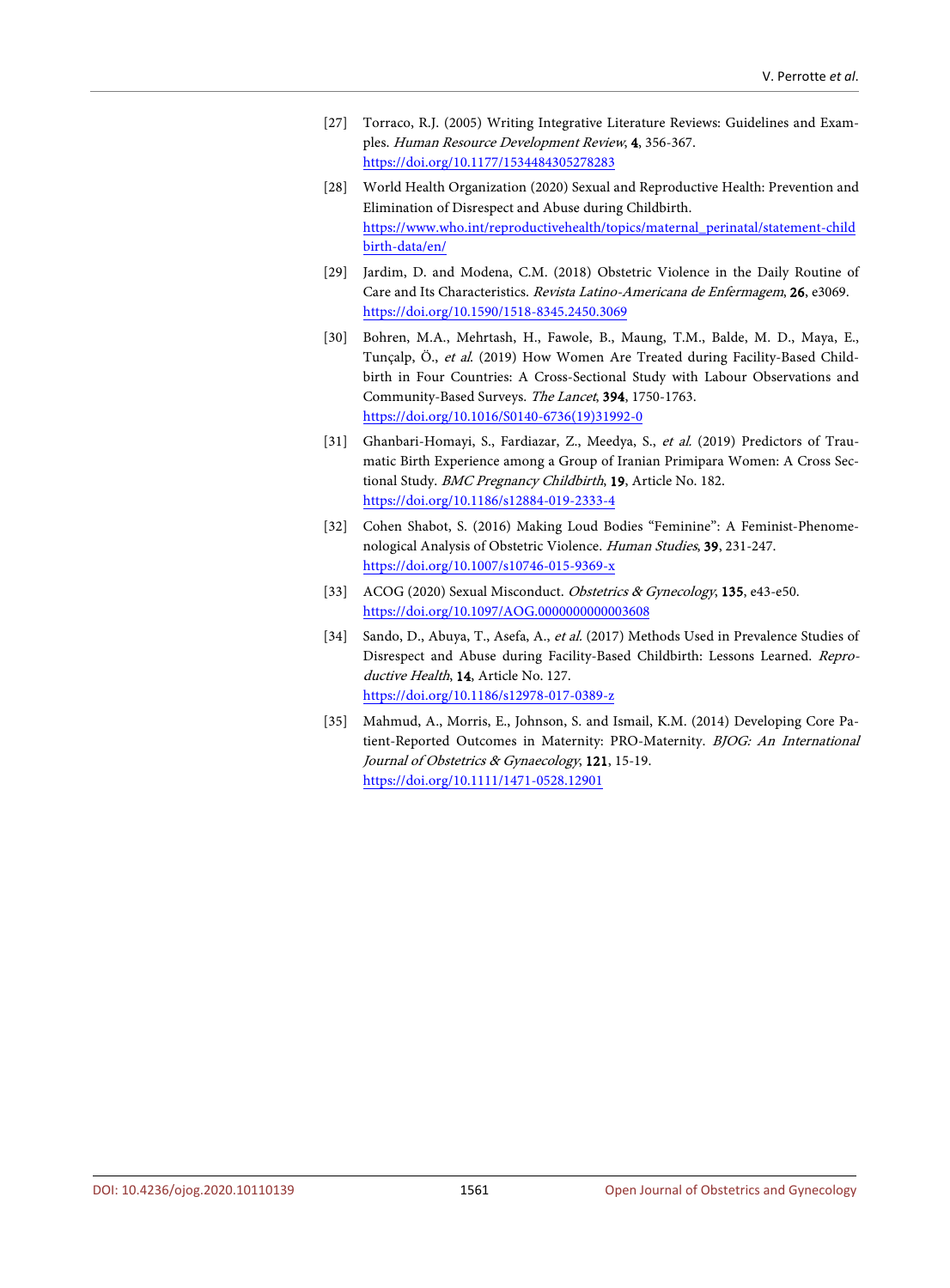[27] Torraco, R.J. (2005) Writing Integrative Literature Reviews: Guidelines and Examples. *Human Resource Development Review*, **4**, 356-367. https://doi.org/10.1177/1534484305278283

[28] World Health Organization (2020) Sexual and Reproductive Health: Prevention and Elimination of Disrespect and Abuse during Childbirth. https://www.who.int/reproductivehealth/topics/maternal_perinatal/statement-childbirth-data/en/

[29] Jardim, D. and Modena, C.M. (2018) Obstetric Violence in the Daily Routine of Care and Its Characteristics. *Revista Latino-Americana de Enfermagem*, **26**, e3069. https://doi.org/10.1590/1518-8345.2450.3069

[30] Bohren, M.A., Mehrtash, H., Fawole, B., Maung, T.M., Balde, M. D., Maya, E., Tunçalp, Ö., *et al*. (2019) How Women Are Treated during Facility-Based Childbirth in Four Countries: A Cross-Sectional Study with Labour Observations and Community-Based Surveys. *The Lancet*, **394**, 1750-1763. https://doi.org/10.1016/S0140-6736(19)31992-0

[31] Ghanbari-Homayi, S., Fardiazar, Z., Meedya, S., *et al*. (2019) Predictors of Traumatic Birth Experience among a Group of Iranian Primipara Women: A Cross Sectional Study. *BMC Pregnancy Childbirth*, **19**, Article No. 182. https://doi.org/10.1186/s12884-019-2333-4

[32] Cohen Shabot, S. (2016) Making Loud Bodies "Feminine": A Feminist-Phenomenological Analysis of Obstetric Violence. *Human Studies*, **39**, 231-247. https://doi.org/10.1007/s10746-015-9369-x

[33] ACOG (2020) Sexual Misconduct. *Obstetrics & Gynecology*, **135**, e43-e50. https://doi.org/10.1097/AOG.0000000000003608

[34] Sando, D., Abuya, T., Asefa, A., *et al*. (2017) Methods Used in Prevalence Studies of Disrespect and Abuse during Facility-Based Childbirth: Lessons Learned. *Reproductive Health*, **14**, Article No. 127. https://doi.org/10.1186/s12978-017-0389-z

[35] Mahmud, A., Morris, E., Johnson, S. and Ismail, K.M. (2014) Developing Core Patient-Reported Outcomes in Maternity: PRO-Maternity. *BJOG: An International Journal of Obstetrics & Gynaecology*, **121**, 15-19. https://doi.org/10.1111/1471-0528.12901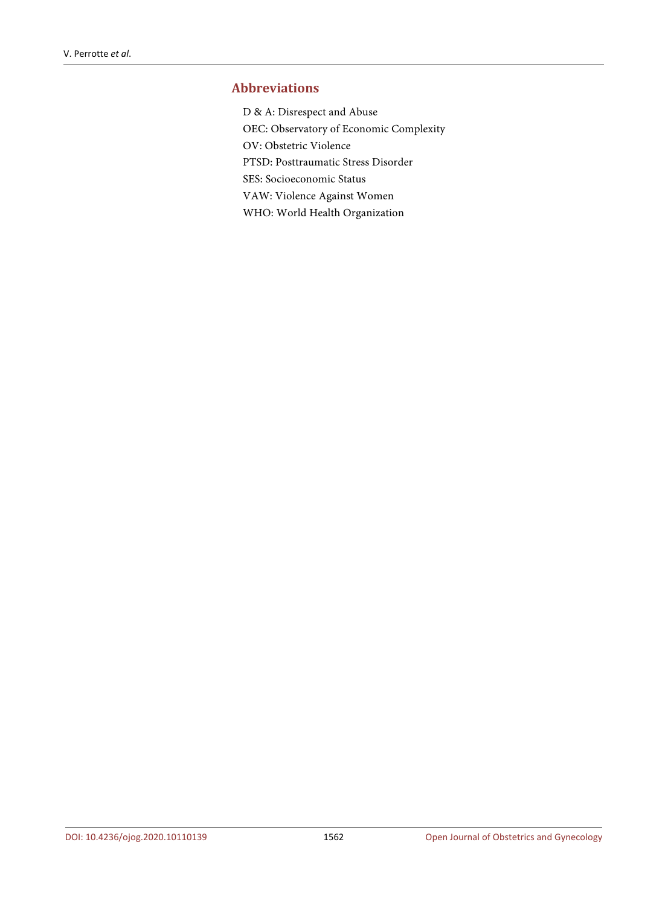## Abbreviations

D & A: Disrespect and Abuse
OEC: Observatory of Economic Complexity
OV: Obstetric Violence
PTSD: Posttraumatic Stress Disorder
SES: Socioeconomic Status
VAW: Violence Against Women
WHO: World Health Organization